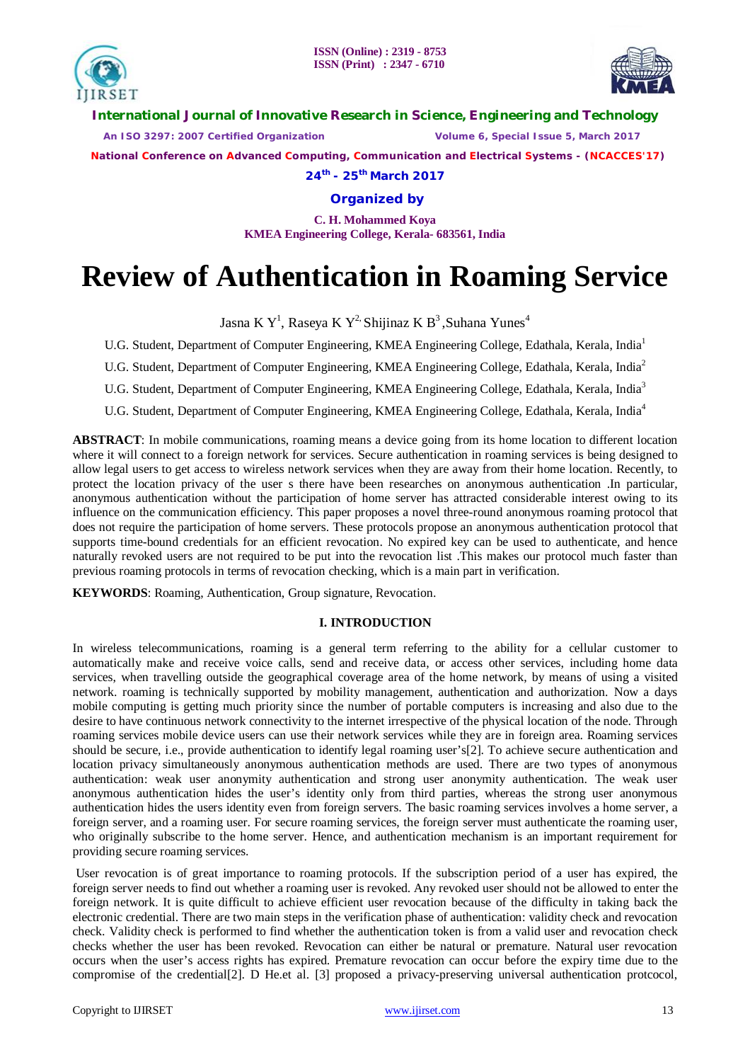# Review of Authentication in Roaming Service

Jasna K Y[1], Raseya K Y[2], Shijinaz K B[3], Suhana Yunes[4]

U.G. Student, Department of Computer Engineering, KMEA Engineering College, Edathala, Kerala, India[1]

U.G. Student, Department of Computer Engineering, KMEA Engineering College, Edathala, Kerala, India[2]

U.G. Student, Department of Computer Engineering, KMEA Engineering College, Edathala, Kerala, India[3]

U.G. Student, Department of Computer Engineering, KMEA Engineering College, Edathala, Kerala, India[4]

**ABSTRACT**: In mobile communications, roaming means a device going from its home location to different location where it will connect to a foreign network for services. Secure authentication in roaming services is being designed to allow legal users to get access to wireless network services when they are away from their home location. Recently, to protect the location privacy of the user s there have been researches on anonymous authentication .In particular, anonymous authentication without the participation of home server has attracted considerable interest owing to its influence on the communication efficiency. This paper proposes a novel three-round anonymous roaming protocol that does not require the participation of home servers. These protocols propose an anonymous authentication protocol that supports time-bound credentials for an efficient revocation. No expired key can be used to authenticate, and hence naturally revoked users are not required to be put into the revocation list .This makes our protocol much faster than previous roaming protocols in terms of revocation checking, which is a main part in verification.

**KEYWORDS**: Roaming, Authentication, Group signature, Revocation.

## I. INTRODUCTION

In wireless telecommunications, roaming is a general term referring to the ability for a cellular customer to automatically make and receive voice calls, send and receive data, or access other services, including home data services, when travelling outside the geographical coverage area of the home network, by means of using a visited network. roaming is technically supported by mobility management, authentication and authorization. Now a days mobile computing is getting much priority since the number of portable computers is increasing and also due to the desire to have continuous network connectivity to the internet irrespective of the physical location of the node. Through roaming services mobile device users can use their network services while they are in foreign area. Roaming services should be secure, i.e., provide authentication to identify legal roaming user's[2]. To achieve secure authentication and location privacy simultaneously anonymous authentication methods are used. There are two types of anonymous authentication: weak user anonymity authentication and strong user anonymity authentication. The weak user anonymous authentication hides the user's identity only from third parties, whereas the strong user anonymous authentication hides the users identity even from foreign servers. The basic roaming services involves a home server, a foreign server, and a roaming user. For secure roaming services, the foreign server must authenticate the roaming user, who originally subscribe to the home server. Hence, and authentication mechanism is an important requirement for providing secure roaming services.

User revocation is of great importance to roaming protocols. If the subscription period of a user has expired, the foreign server needs to find out whether a roaming user is revoked. Any revoked user should not be allowed to enter the foreign network. It is quite difficult to achieve efficient user revocation because of the difficulty in taking back the electronic credential. There are two main steps in the verification phase of authentication: validity check and revocation check. Validity check is performed to find whether the authentication token is from a valid user and revocation check checks whether the user has been revoked. Revocation can either be natural or premature. Natural user revocation occurs when the user's access rights has expired. Premature revocation can occur before the expiry time due to the compromise of the credential[2]. D He.et al. [3] proposed a privacy-preserving universal authentication protcocol,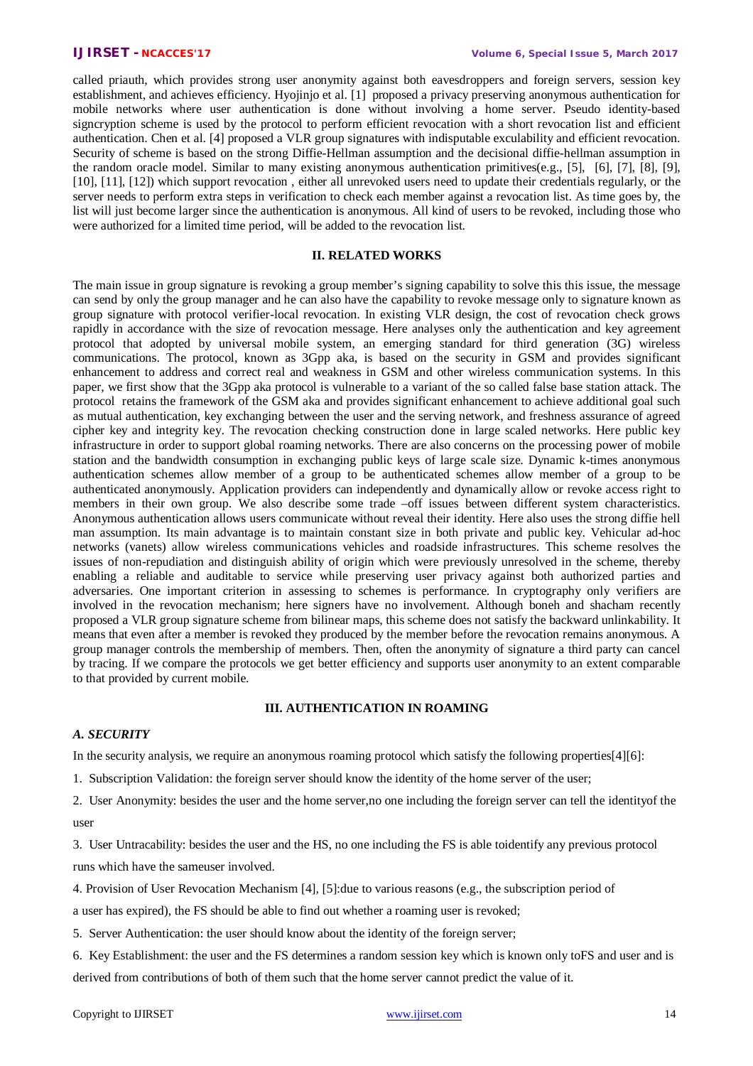called priauth, which provides strong user anonymity against both eavesdroppers and foreign servers, session key establishment, and achieves efficiency. Hyojinjo et al. [1] proposed a privacy preserving anonymous authentication for mobile networks where user authentication is done without involving a home server. Pseudo identity-based signcryption scheme is used by the protocol to perform efficient revocation with a short revocation list and efficient authentication. Chen et al. [4] proposed a VLR group signatures with indisputable exculability and efficient revocation. Security of scheme is based on the strong Diffie-Hellman assumption and the decisional diffie-hellman assumption in the random oracle model. Similar to many existing anonymous authentication primitives(e.g., [5], [6], [7], [8], [9], [10], [11], [12]) which support revocation , either all unrevoked users need to update their credentials regularly, or the server needs to perform extra steps in verification to check each member against a revocation list. As time goes by, the list will just become larger since the authentication is anonymous. All kind of users to be revoked, including those who were authorized for a limited time period, will be added to the revocation list.

## II. RELATED WORKS

The main issue in group signature is revoking a group member's signing capability to solve this this issue, the message can send by only the group manager and he can also have the capability to revoke message only to signature known as group signature with protocol verifier-local revocation. In existing VLR design, the cost of revocation check grows rapidly in accordance with the size of revocation message. Here analyses only the authentication and key agreement protocol that adopted by universal mobile system, an emerging standard for third generation (3G) wireless communications. The protocol, known as 3Gpp aka, is based on the security in GSM and provides significant enhancement to address and correct real and weakness in GSM and other wireless communication systems. In this paper, we first show that the 3Gpp aka protocol is vulnerable to a variant of the so called false base station attack. The protocol retains the framework of the GSM aka and provides significant enhancement to achieve additional goal such as mutual authentication, key exchanging between the user and the serving network, and freshness assurance of agreed cipher key and integrity key. The revocation checking construction done in large scaled networks. Here public key infrastructure in order to support global roaming networks. There are also concerns on the processing power of mobile station and the bandwidth consumption in exchanging public keys of large scale size. Dynamic k-times anonymous authentication schemes allow member of a group to be authenticated schemes allow member of a group to be authenticated anonymously. Application providers can independently and dynamically allow or revoke access right to members in their own group. We also describe some trade –off issues between different system characteristics. Anonymous authentication allows users communicate without reveal their identity. Here also uses the strong diffie hell man assumption. Its main advantage is to maintain constant size in both private and public key. Vehicular ad-hoc networks (vanets) allow wireless communications vehicles and roadside infrastructures. This scheme resolves the issues of non-repudiation and distinguish ability of origin which were previously unresolved in the scheme, thereby enabling a reliable and auditable to service while preserving user privacy against both authorized parties and adversaries. One important criterion in assessing to schemes is performance. In cryptography only verifiers are involved in the revocation mechanism; here signers have no involvement. Although boneh and shacham recently proposed a VLR group signature scheme from bilinear maps, this scheme does not satisfy the backward unlinkability. It means that even after a member is revoked they produced by the member before the revocation remains anonymous. A group manager controls the membership of members. Then, often the anonymity of signature a third party can cancel by tracing. If we compare the protocols we get better efficiency and supports user anonymity to an extent comparable to that provided by current mobile.

## III. AUTHENTICATION IN ROAMING

### *A. SECURITY*

In the security analysis, we require an anonymous roaming protocol which satisfy the following properties[4][6]:

1. Subscription Validation: the foreign server should know the identity of the home server of the user;
2. User Anonymity: besides the user and the home server,no one including the foreign server can tell the identityof the user
3. User Untracability: besides the user and the HS, no one including the FS is able toidentify any previous protocol runs which have the sameuser involved.
4. Provision of User Revocation Mechanism [4], [5]:due to various reasons (e.g., the subscription period of a user has expired), the FS should be able to find out whether a roaming user is revoked;
5. Server Authentication: the user should know about the identity of the foreign server;
6. Key Establishment: the user and the FS determines a random session key which is known only toFS and user and is derived from contributions of both of them such that the home server cannot predict the value of it.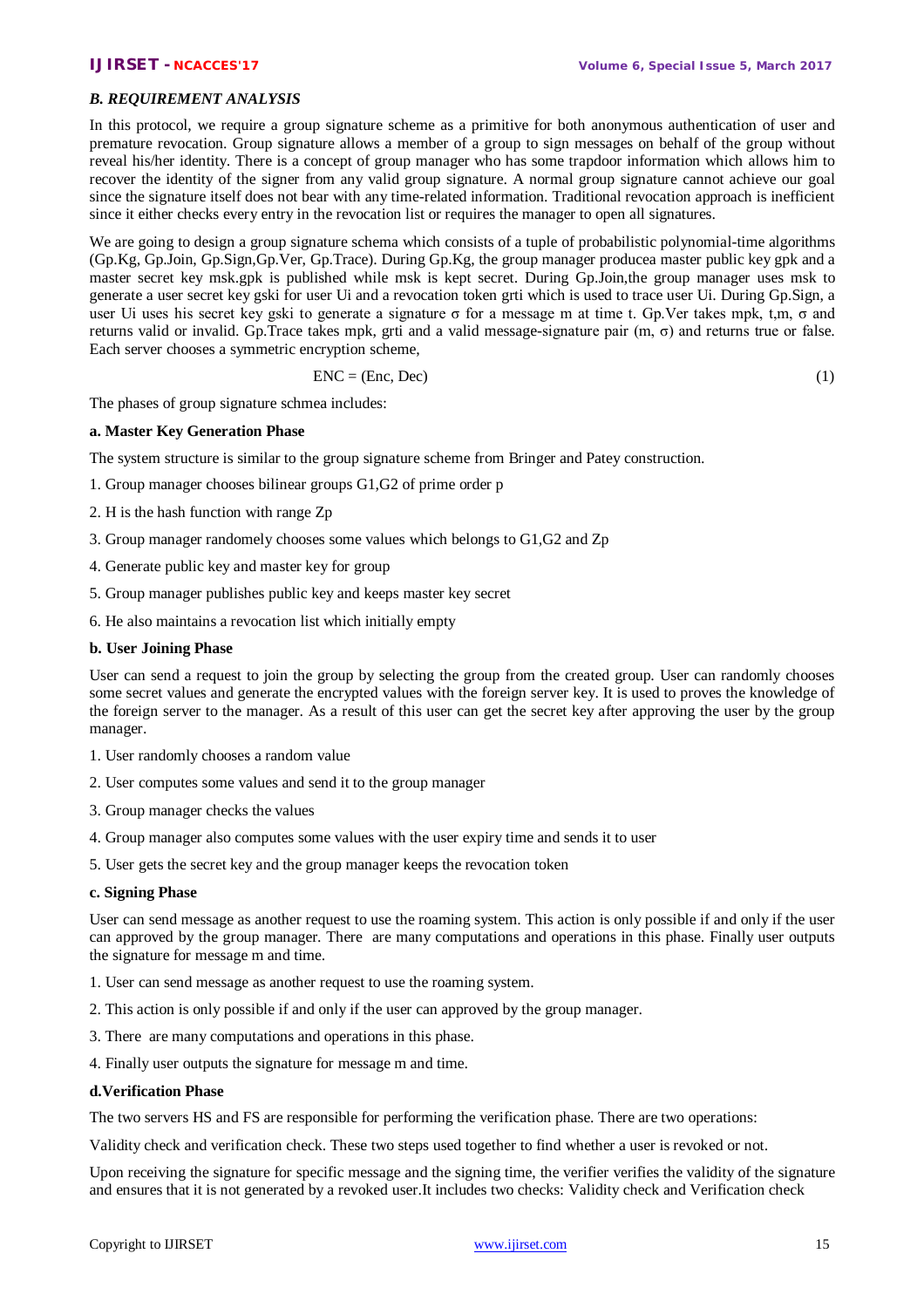### *B. REQUIREMENT ANALYSIS*

In this protocol, we require a group signature scheme as a primitive for both anonymous authentication of user and premature revocation. Group signature allows a member of a group to sign messages on behalf of the group without reveal his/her identity. There is a concept of group manager who has some trapdoor information which allows him to recover the identity of the signer from any valid group signature. A normal group signature cannot achieve our goal since the signature itself does not bear with any time-related information. Traditional revocation approach is inefficient since it either checks every entry in the revocation list or requires the manager to open all signatures.

We are going to design a group signature schema which consists of a tuple of probabilistic polynomial-time algorithms (Gp.Kg, Gp.Join, Gp.Sign,Gp.Ver, Gp.Trace). During Gp.Kg, the group manager producea master public key gpk and a master secret key msk.gpk is published while msk is kept secret. During Gp.Join,the group manager uses msk to generate a user secret key gski for user Ui and a revocation token grti which is used to trace user Ui. During Gp.Sign, a user Ui uses his secret key gski to generate a signature σ for a message m at time t. Gp.Ver takes mpk, t,m, σ and returns valid or invalid. Gp.Trace takes mpk, grti and a valid message-signature pair (m, σ) and returns true or false. Each server chooses a symmetric encryption scheme,

$$ENC = (Enc, Dec) \tag{1}$$

The phases of group signature schmea includes:

**a. Master Key Generation Phase**

The system structure is similar to the group signature scheme from Bringer and Patey construction.

1. Group manager chooses bilinear groups G1,G2 of prime order p
2. H is the hash function with range Zp
3. Group manager randomely chooses some values which belongs to G1,G2 and Zp
4. Generate public key and master key for group
5. Group manager publishes public key and keeps master key secret
6. He also maintains a revocation list which initially empty

**b. User Joining Phase**

User can send a request to join the group by selecting the group from the created group. User can randomly chooses some secret values and generate the encrypted values with the foreign server key. It is used to proves the knowledge of the foreign server to the manager. As a result of this user can get the secret key after approving the user by the group manager.

1. User randomly chooses a random value
2. User computes some values and send it to the group manager
3. Group manager checks the values
4. Group manager also computes some values with the user expiry time and sends it to user
5. User gets the secret key and the group manager keeps the revocation token

**c. Signing Phase**

User can send message as another request to use the roaming system. This action is only possible if and only if the user can approved by the group manager. There are many computations and operations in this phase. Finally user outputs the signature for message m and time.

1. User can send message as another request to use the roaming system.
2. This action is only possible if and only if the user can approved by the group manager.
3. There are many computations and operations in this phase.
4. Finally user outputs the signature for message m and time.

**d.Verification Phase**

The two servers HS and FS are responsible for performing the verification phase. There are two operations:

Validity check and verification check. These two steps used together to find whether a user is revoked or not.

Upon receiving the signature for specific message and the signing time, the verifier verifies the validity of the signature and ensures that it is not generated by a revoked user.It includes two checks: Validity check and Verification check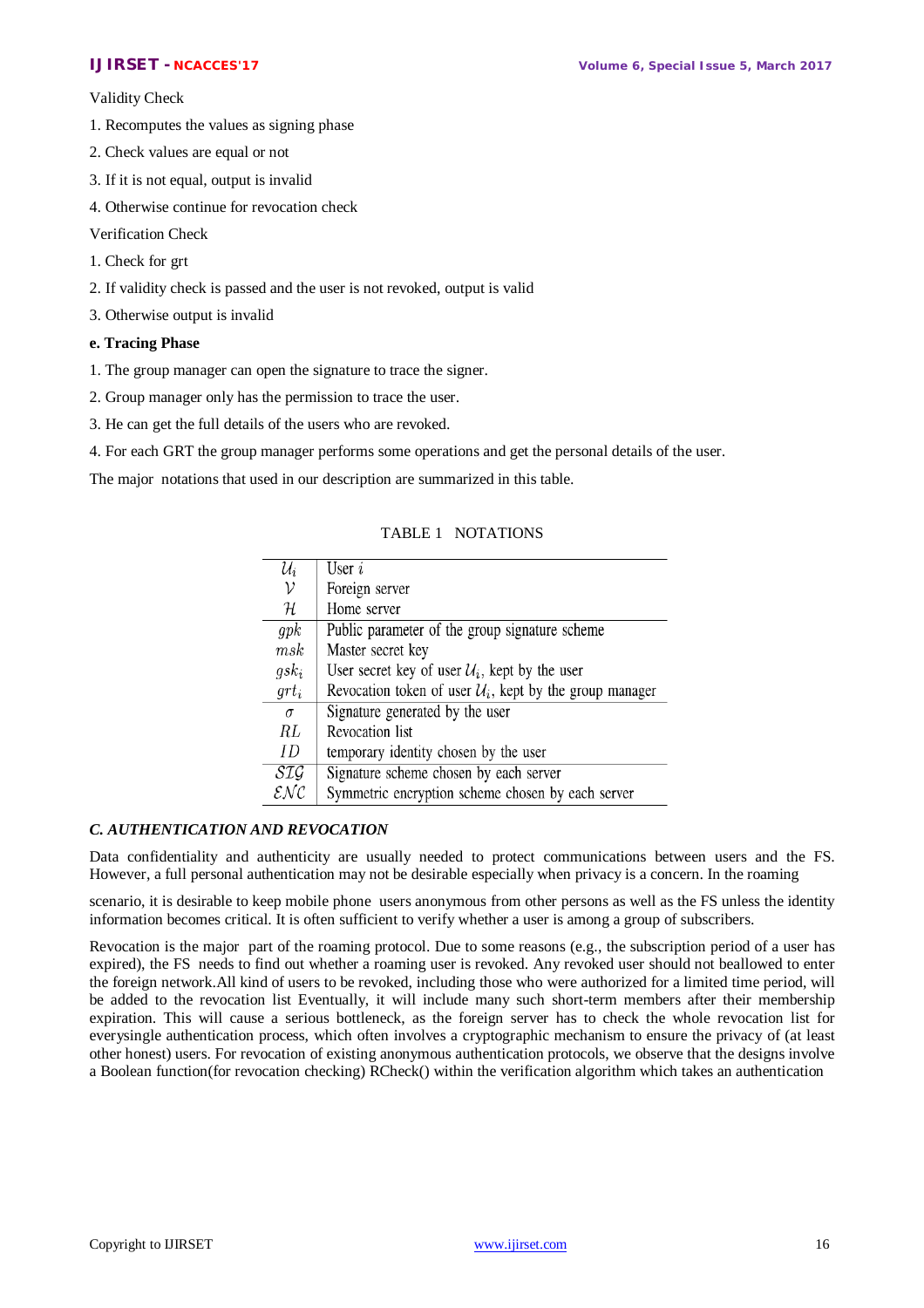Validity Check

1. Recomputes the values as signing phase
2. Check values are equal or not
3. If it is not equal, output is invalid
4. Otherwise continue for revocation check

Verification Check

1. Check for grt
2. If validity check is passed and the user is not revoked, output is valid
3. Otherwise output is invalid

**e. Tracing Phase**

1. The group manager can open the signature to trace the signer.
2. Group manager only has the permission to trace the user.
3. He can get the full details of the users who are revoked.
4. For each GRT the group manager performs some operations and get the personal details of the user.

The major notations that used in our description are summarized in this table.

TABLE 1 NOTATIONS

| | |
|---|---|
| $\mathcal{U}_i$ | User $i$ |
| $\mathcal{V}$ | Foreign server |
| $\mathcal{H}$ | Home server |
| $gpk$ | Public parameter of the group signature scheme |
| $msk$ | Master secret key |
| $gsk_i$ | User secret key of user $\mathcal{U}_i$, kept by the user |
| $grt_i$ | Revocation token of user $\mathcal{U}_i$, kept by the group manager |
| $\sigma$ | Signature generated by the user |
| $RL$ | Revocation list |
| $ID$ | temporary identity chosen by the user |
| $\mathcal{SIG}$ | Signature scheme chosen by each server |
| $\mathcal{ENC}$ | Symmetric encryption scheme chosen by each server |

### *C. AUTHENTICATION AND REVOCATION*

Data confidentiality and authenticity are usually needed to protect communications between users and the FS. However, a full personal authentication may not be desirable especially when privacy is a concern. In the roaming

scenario, it is desirable to keep mobile phone users anonymous from other persons as well as the FS unless the identity information becomes critical. It is often sufficient to verify whether a user is among a group of subscribers.

Revocation is the major part of the roaming protocol. Due to some reasons (e.g., the subscription period of a user has expired), the FS needs to find out whether a roaming user is revoked. Any revoked user should not beallowed to enter the foreign network.All kind of users to be revoked, including those who were authorized for a limited time period, will be added to the revocation list Eventually, it will include many such short-term members after their membership expiration. This will cause a serious bottleneck, as the foreign server has to check the whole revocation list for everysingle authentication process, which often involves a cryptographic mechanism to ensure the privacy of (at least other honest) users. For revocation of existing anonymous authentication protocols, we observe that the designs involve a Boolean function(for revocation checking) RCheck() within the verification algorithm which takes an authentication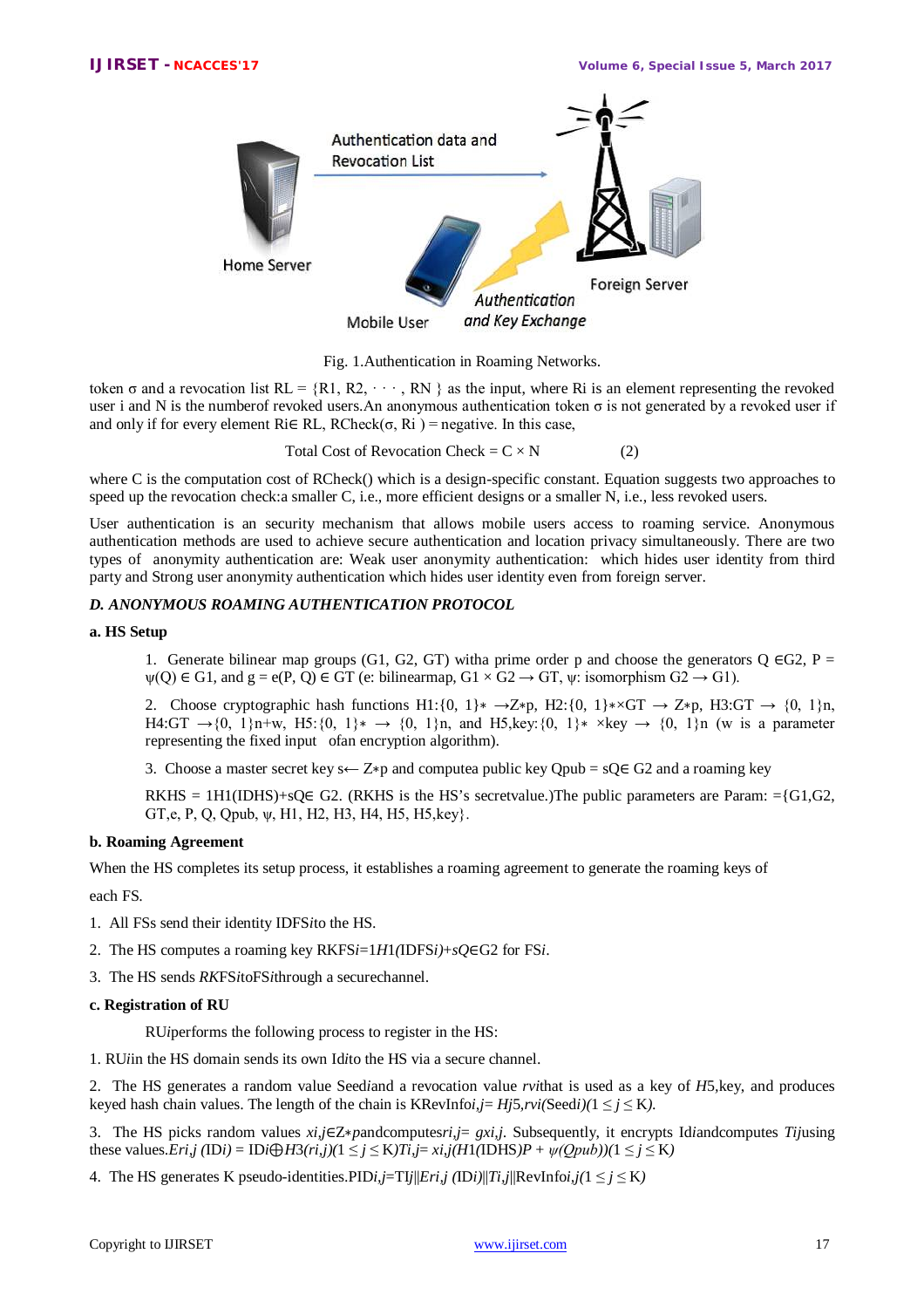Fig. 1.Authentication in Roaming Networks.

token σ and a revocation list RL = {R1, R2, · · · , RN } as the input, where Ri is an element representing the revoked user i and N is the numberof revoked users.An anonymous authentication token σ is not generated by a revoked user if and only if for every element Ri∈ RL, RCheck(σ, Ri ) = negative. In this case,

$$\text{Total Cost of Revocation Check} = C \times N \qquad (2)$$

where C is the computation cost of RCheck() which is a design-specific constant. Equation suggests two approaches to speed up the revocation check:a smaller C, i.e., more efficient designs or a smaller N, i.e., less revoked users.

User authentication is an security mechanism that allows mobile users access to roaming service. Anonymous authentication methods are used to achieve secure authentication and location privacy simultaneously. There are two types of anonymity authentication are: Weak user anonymity authentication: which hides user identity from third party and Strong user anonymity authentication which hides user identity even from foreign server.

### *D. ANONYMOUS ROAMING AUTHENTICATION PROTOCOL*

**a. HS Setup**

1. Generate bilinear map groups (G1, G2, GT) witha prime order p and choose the generators Q ∈G2, P = ψ(Q) ∈ G1, and g = e(P, Q) ∈ GT (e: bilinearmap, G1 × G2 → GT, ψ: isomorphism G2 → G1).

2. Choose cryptographic hash functions H1:{0, 1}∗ →Z∗p, H2:{0, 1}∗×GT → Z∗p, H3:GT → {0, 1}n, H4:GT →{0, 1}n+w, H5:{0, 1}∗ → {0, 1}n, and H5,key:{0, 1}∗ ×key → {0, 1}n (w is a parameter representing the fixed input ofan encryption algorithm).

3. Choose a master secret key s← Z∗p and computea public key Qpub = sQ∈ G2 and a roaming key

RKHS = 1H1(IDHS)+sQ∈ G2. (RKHS is the HS's secretvalue.)The public parameters are Param: ={G1,G2, GT,e, P, Q, Qpub, ψ, H1, H2, H3, H4, H5, H5,key}.

**b. Roaming Agreement**

When the HS completes its setup process, it establishes a roaming agreement to generate the roaming keys of

each FS.

1. All FSs send their identity IDFS*i*to the HS.
2. The HS computes a roaming key RKFS*i*=1*H*1*(*IDFS*i)+sQ*∈G2 for FS*i*.
3. The HS sends *RK*FS*i*toFS*i*through a securechannel.

**c. Registration of RU**

RU*i*performs the following process to register in the HS:

1. RU*i*in the HS domain sends its own Id*i*to the HS via a secure channel.

2. The HS generates a random value Seed*i*and a revocation value *rvi*that is used as a key of *H*5,key, and produces keyed hash chain values. The length of the chain is KRevInfo*i,j= Hj*5,*rvi(*Seed*i)(*1 ≤ *j* ≤ K*).*

3. The HS picks random values *xi,j*∈Z∗*p*andcomputes*ri,j= gxi,j*. Subsequently, it encrypts Id*i*andcomputes *Tij*using these values.*Eri,j (*ID*i) =* ID*i*⨁*H*3*(ri,j)(*1 ≤ *j* ≤ K*)Ti,j= xi,j(H*1*(*IDHS*)P + ψ(Qpub))(*1 ≤ *j* ≤ K*)*

4. The HS generates K pseudo-identities.PID*i,j*=TI*j*||*Eri,j (*ID*i*)||*Ti,j*||RevInfo*i,j(*1 ≤ *j* ≤ K*)*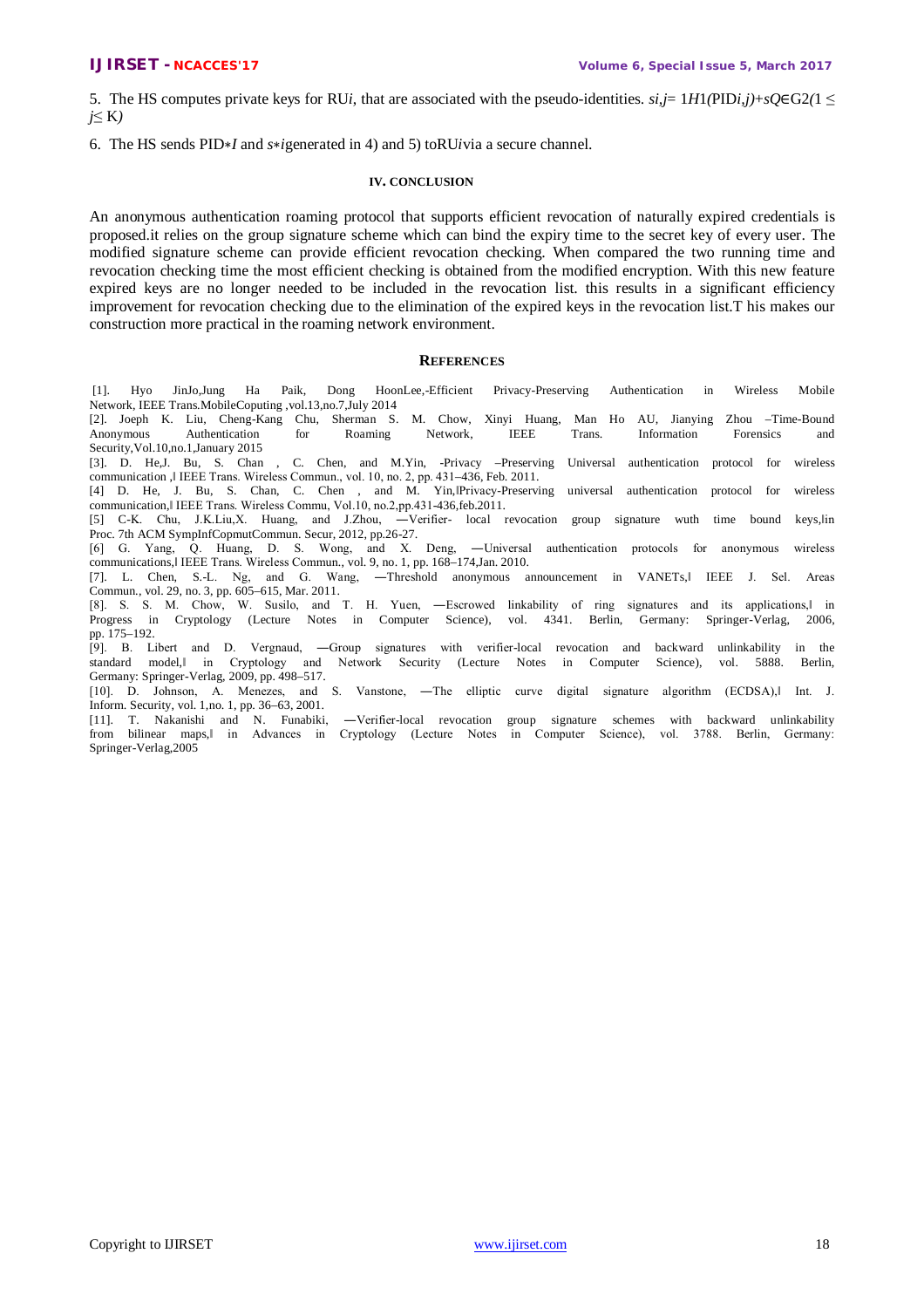5. The HS computes private keys for $RU_i$, that are associated with the pseudo-identities. $s_{i,j} = \frac{1}{H_1(PID_{i,j}) + s}Q \in G_2 (1 \leq j \leq K)$

6. The HS sends $PID_{*I}$ and $s_{*i}$ generated in 4) and 5) to $RU_i$ via a secure channel.

## IV. CONCLUSION

An anonymous authentication roaming protocol that supports efficient revocation of naturally expired credentials is proposed.it relies on the group signature scheme which can bind the expiry time to the secret key of every user. The modified signature scheme can provide efficient revocation checking. When compared the two running time and revocation checking time the most efficient checking is obtained from the modified encryption. With this new feature expired keys are no longer needed to be included in the revocation list. this results in a significant efficiency improvement for revocation checking due to the elimination of the expired keys in the revocation list.T his makes our construction more practical in the roaming network environment.

## REFERENCES

[1]. Hyo JinJo,Jung Ha Paik, Dong HoonLee,-Efficient Privacy-Preserving Authentication in Wireless Mobile Network, IEEE Trans.MobileCoputing ,vol.13,no.7,July 2014

[2]. Joeph K. Liu, Cheng-Kang Chu, Sherman S. M. Chow, Xinyi Huang, Man Ho AU, Jianying Zhou –Time-Bound Anonymous Authentication for Roaming Network, IEEE Trans. Information Forensics and Security,Vol.10,no.1,January 2015

[3]. D. He,J. Bu, S. Chan , C. Chen, and M.Yin, -Privacy –Preserving Universal authentication protocol for wireless communication ,‖ IEEE Trans. Wireless Commun., vol. 10, no. 2, pp. 431–436, Feb. 2011.

[4] D. He, J. Bu, S. Chan, C. Chen , and M. Yin,‖Privacy-Preserving universal authentication protocol for wireless communication,‖ IEEE Trans. Wireless Commu, Vol.10, no.2,pp.431-436,feb.2011.

[5] C-K. Chu, J.K.Liu,X. Huang, and J.Zhou, ―Verifier- local revocation group signature wuth time bound keys,‖in Proc. 7th ACM SympInfCopmutCommun. Secur, 2012, pp.26-27.

[6] G. Yang, Q. Huang, D. S. Wong, and X. Deng, ―Universal authentication protocols for anonymous wireless communications,‖ IEEE Trans. Wireless Commun., vol. 9, no. 1, pp. 168–174,Jan. 2010.

[7]. L. Chen, S.-L. Ng, and G. Wang, ―Threshold anonymous announcement in VANETs,‖ IEEE J. Sel. Areas Commun., vol. 29, no. 3, pp. 605–615, Mar. 2011.

[8]. S. S. M. Chow, W. Susilo, and T. H. Yuen, ―Escrowed linkability of ring signatures and its applications,‖ in Progress in Cryptology (Lecture Notes in Computer Science), vol. 4341. Berlin, Germany: Springer-Verlag, 2006, pp. 175–192.

[9]. B. Libert and D. Vergnaud, ―Group signatures with verifier-local revocation and backward unlinkability in the standard model,‖ in Cryptology and Network Security (Lecture Notes in Computer Science), vol. 5888. Berlin, Germany: Springer-Verlag, 2009, pp. 498–517.

[10]. D. Johnson, A. Menezes, and S. Vanstone, ―The elliptic curve digital signature algorithm (ECDSA),‖ Int. J. Inform. Security, vol. 1,no. 1, pp. 36–63, 2001.

[11]. T. Nakanishi and N. Funabiki, ―Verifier-local revocation group signature schemes with backward unlinkability from bilinear maps,‖ in Advances in Cryptology (Lecture Notes in Computer Science), vol. 3788. Berlin, Germany: Springer-Verlag,2005